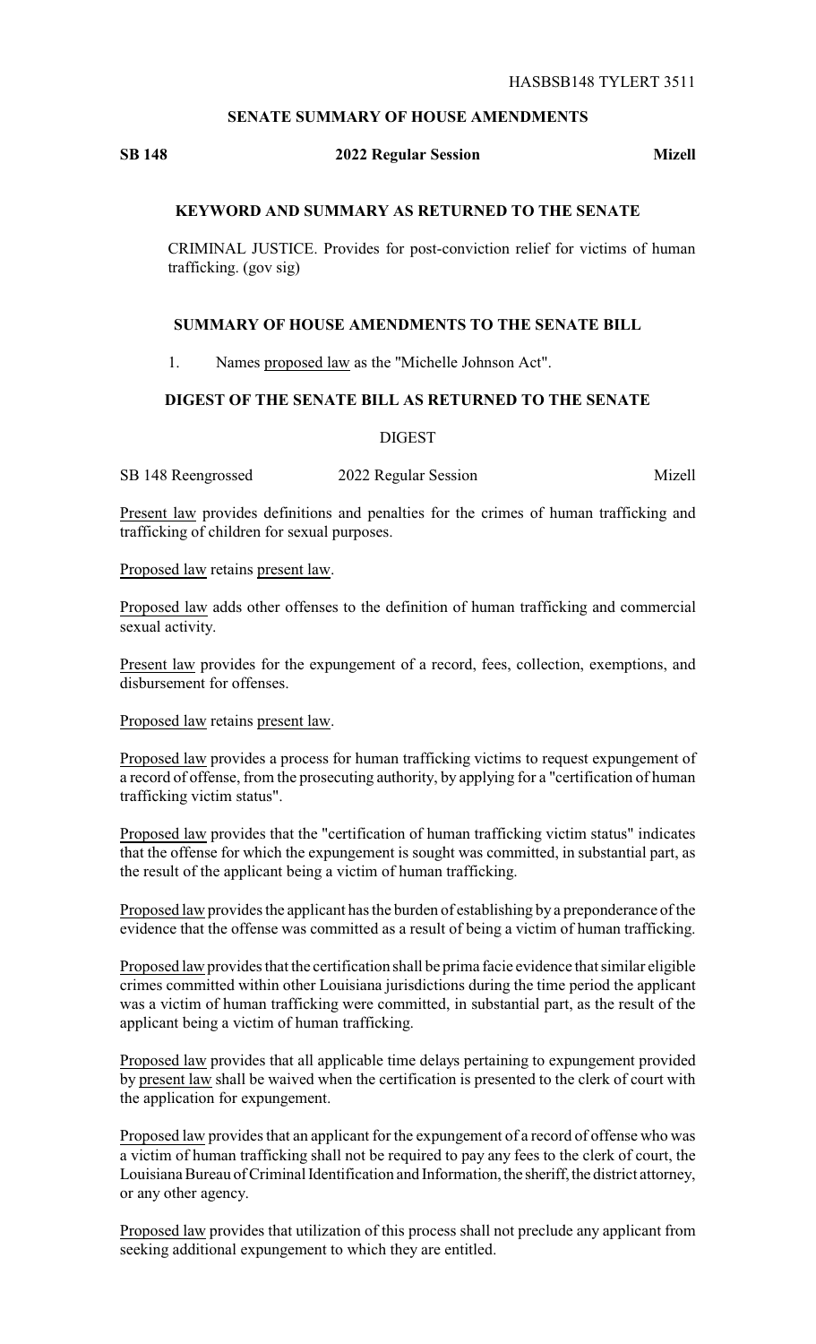HASBSB148 TYLERT 3511

## SENATE SUMMARY OF HOUSE AMENDMENTS

**SB 148** **2022 Regular Session** **Mizell**

### KEYWORD AND SUMMARY AS RETURNED TO THE SENATE

CRIMINAL JUSTICE. Provides for post-conviction relief for victims of human trafficking. (gov sig)

### SUMMARY OF HOUSE AMENDMENTS TO THE SENATE BILL

1. Names proposed law as the "Michelle Johnson Act".

### DIGEST OF THE SENATE BILL AS RETURNED TO THE SENATE

DIGEST

SB 148 Reengrossed 2022 Regular Session Mizell

Present law provides definitions and penalties for the crimes of human trafficking and trafficking of children for sexual purposes.

Proposed law retains present law.

Proposed law adds other offenses to the definition of human trafficking and commercial sexual activity.

Present law provides for the expungement of a record, fees, collection, exemptions, and disbursement for offenses.

Proposed law retains present law.

Proposed law provides a process for human trafficking victims to request expungement of a record of offense, from the prosecuting authority, by applying for a "certification of human trafficking victim status".

Proposed law provides that the "certification of human trafficking victim status" indicates that the offense for which the expungement is sought was committed, in substantial part, as the result of the applicant being a victim of human trafficking.

Proposed law provides the applicant has the burden of establishing by a preponderance of the evidence that the offense was committed as a result of being a victim of human trafficking.

Proposed law provides that the certification shall be prima facie evidence that similar eligible crimes committed within other Louisiana jurisdictions during the time period the applicant was a victim of human trafficking were committed, in substantial part, as the result of the applicant being a victim of human trafficking.

Proposed law provides that all applicable time delays pertaining to expungement provided by present law shall be waived when the certification is presented to the clerk of court with the application for expungement.

Proposed law provides that an applicant for the expungement of a record of offense who was a victim of human trafficking shall not be required to pay any fees to the clerk of court, the Louisiana Bureau of Criminal Identification and Information, the sheriff, the district attorney, or any other agency.

Proposed law provides that utilization of this process shall not preclude any applicant from seeking additional expungement to which they are entitled.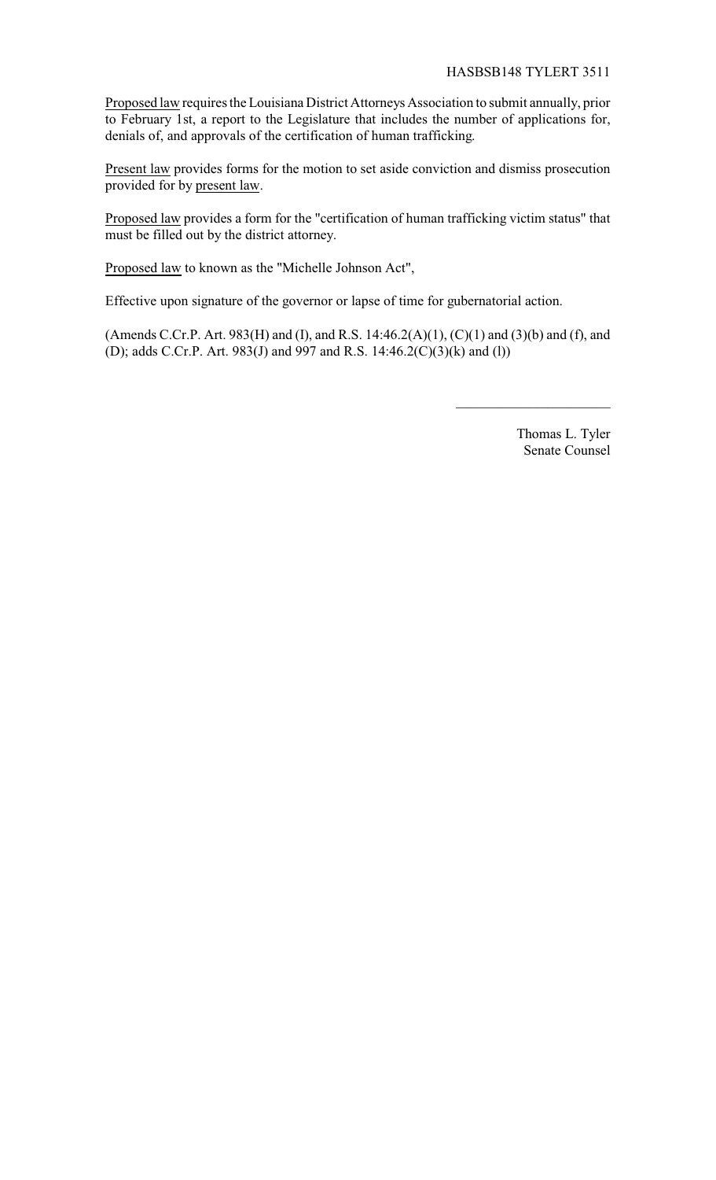<u>Proposed law</u> requires the Louisiana District Attorneys Association to submit annually, prior to February 1st, a report to the Legislature that includes the number of applications for, denials of, and approvals of the certification of human trafficking.

<u>Present law</u> provides forms for the motion to set aside conviction and dismiss prosecution provided for by <u>present law</u>.

<u>Proposed law</u> provides a form for the "certification of human trafficking victim status" that must be filled out by the district attorney.

<u>Proposed law</u> to known as the "Michelle Johnson Act",

Effective upon signature of the governor or lapse of time for gubernatorial action.

(Amends C.Cr.P. Art. 983(H) and (I), and R.S. 14:46.2(A)(1), (C)(1) and (3)(b) and (f), and (D); adds C.Cr.P. Art. 983(J) and 997 and R.S. 14:46.2(C)(3)(k) and (l))

Thomas L. Tyler
Senate Counsel